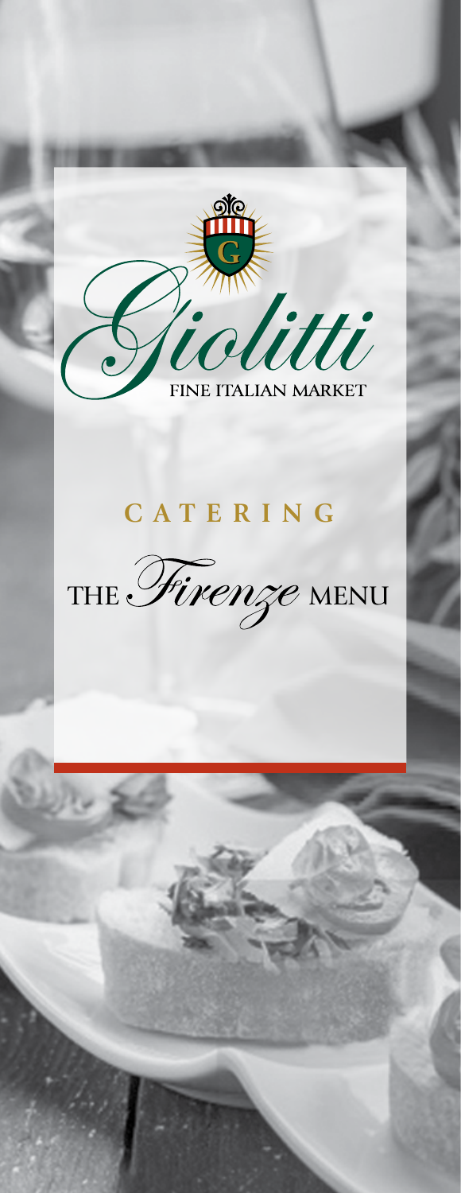# Giolitti

FINE ITALIAN MARKET

## CATERING

## THE *Firenze* MENU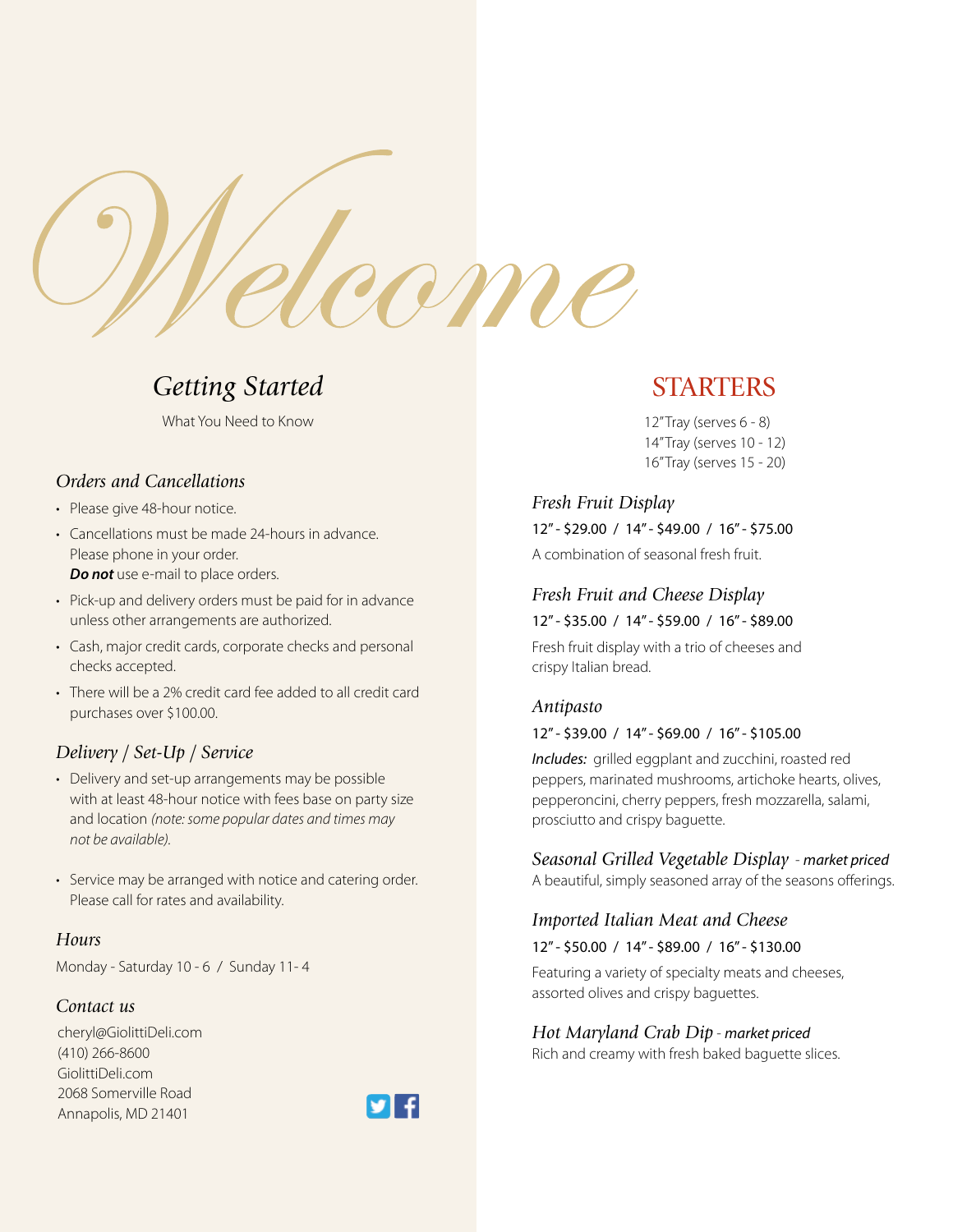# Welcome

## Getting Started

What You Need to Know

### Orders and Cancellations

- Please give 48-hour notice.
- Cancellations must be made 24-hours in advance. Please phone in your order. ***Do not*** use e-mail to place orders.
- Pick-up and delivery orders must be paid for in advance unless other arrangements are authorized.
- Cash, major credit cards, corporate checks and personal checks accepted.
- There will be a 2% credit card fee added to all credit card purchases over $100.00.

### Delivery / Set-Up / Service

- Delivery and set-up arrangements may be possible with at least 48-hour notice with fees base on party size and location *(note: some popular dates and times may not be available).*
- Service may be arranged with notice and catering order. Please call for rates and availability.

### Hours

Monday - Saturday 10 - 6 / Sunday 11- 4

### Contact us

cheryl@GiolittiDeli.com
(410) 266-8600
GiolittiDeli.com
2068 Somerville Road
Annapolis, MD 21401

## STARTERS

12" Tray (serves 6 - 8)
14" Tray (serves 10 - 12)
16" Tray (serves 15 - 20)

### Fresh Fruit Display

12" - $29.00 / 14" - $49.00 / 16" - $75.00

A combination of seasonal fresh fruit.

### Fresh Fruit and Cheese Display

12" - $35.00 / 14" - $59.00 / 16" - $89.00

Fresh fruit display with a trio of cheeses and crispy Italian bread.

### Antipasto

12" - $39.00 / 14" - $69.00 / 16" - $105.00

***Includes:*** grilled eggplant and zucchini, roasted red peppers, marinated mushrooms, artichoke hearts, olives, pepperoncini, cherry peppers, fresh mozzarella, salami, prosciutto and crispy baguette.

### Seasonal Grilled Vegetable Display - *market priced*

A beautiful, simply seasoned array of the seasons offerings.

### Imported Italian Meat and Cheese

12" - $50.00 / 14" - $89.00 / 16" - $130.00

Featuring a variety of specialty meats and cheeses, assorted olives and crispy baguettes.

### Hot Maryland Crab Dip - *market priced*

Rich and creamy with fresh baked baguette slices.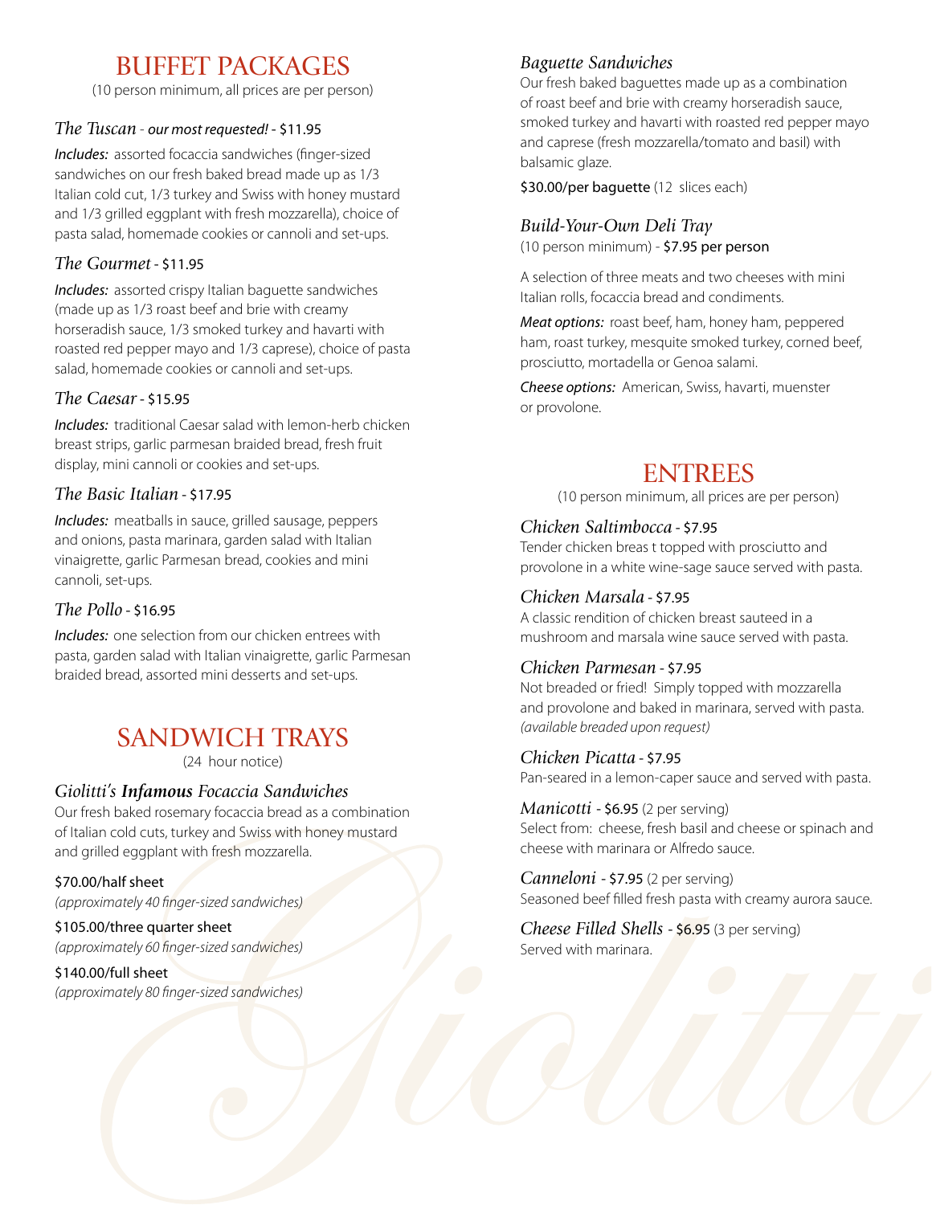# BUFFET PACKAGES

(10 person minimum, all prices are per person)

### *The Tuscan* - *our most requested!* - $11.95

***Includes:*** assorted focaccia sandwiches (finger-sized sandwiches on our fresh baked bread made up as 1/3 Italian cold cut, 1/3 turkey and Swiss with honey mustard and 1/3 grilled eggplant with fresh mozzarella), choice of pasta salad, homemade cookies or cannoli and set-ups.

### *The Gourmet* - $11.95

***Includes:*** assorted crispy Italian baguette sandwiches (made up as 1/3 roast beef and brie with creamy horseradish sauce, 1/3 smoked turkey and havarti with roasted red pepper mayo and 1/3 caprese), choice of pasta salad, homemade cookies or cannoli and set-ups.

### *The Caesar* - $15.95

***Includes:*** traditional Caesar salad with lemon-herb chicken breast strips, garlic parmesan braided bread, fresh fruit display, mini cannoli or cookies and set-ups.

### *The Basic Italian* - $17.95

***Includes:*** meatballs in sauce, grilled sausage, peppers and onions, pasta marinara, garden salad with Italian vinaigrette, garlic Parmesan bread, cookies and mini cannoli, set-ups.

### *The Pollo* - $16.95

***Includes:*** one selection from our chicken entrees with pasta, garden salad with Italian vinaigrette, garlic Parmesan braided bread, assorted mini desserts and set-ups.

# SANDWICH TRAYS

(24 hour notice)

### *Giolitti's **Infamous** Focaccia Sandwiches*

Our fresh baked rosemary focaccia bread as a combination of Italian cold cuts, turkey and Swiss with honey mustard and grilled eggplant with fresh mozzarella.

$70.00/half sheet
*(approximately 40 finger-sized sandwiches)*

$105.00/three quarter sheet
*(approximately 60 finger-sized sandwiches)*

$140.00/full sheet
*(approximately 80 finger-sized sandwiches)*

### *Baguette Sandwiches*

Our fresh baked baguettes made up as a combination of roast beef and brie with creamy horseradish sauce, smoked turkey and havarti with roasted red pepper mayo and caprese (fresh mozzarella/tomato and basil) with balsamic glaze.

$30.00/per baguette (12 slices each)

### *Build-Your-Own Deli Tray*

(10 person minimum) - $7.95 per person

A selection of three meats and two cheeses with mini Italian rolls, focaccia bread and condiments.

***Meat options:*** roast beef, ham, honey ham, peppered ham, roast turkey, mesquite smoked turkey, corned beef, prosciutto, mortadella or Genoa salami.

***Cheese options:*** American, Swiss, havarti, muenster or provolone.

# ENTREES

(10 person minimum, all prices are per person)

### *Chicken Saltimbocca* - $7.95

Tender chicken breas t topped with prosciutto and provolone in a white wine-sage sauce served with pasta.

### *Chicken Marsala* - $7.95

A classic rendition of chicken breast sauteed in a mushroom and marsala wine sauce served with pasta.

### *Chicken Parmesan* - $7.95

Not breaded or fried! Simply topped with mozzarella and provolone and baked in marinara, served with pasta. *(available breaded upon request)*

### *Chicken Picatta* - $7.95

Pan-seared in a lemon-caper sauce and served with pasta.

### *Manicotti* - $6.95 (2 per serving)

Select from: cheese, fresh basil and cheese or spinach and cheese with marinara or Alfredo sauce.

### *Canneloni* - $7.95 (2 per serving)

Seasoned beef filled fresh pasta with creamy aurora sauce.

### *Cheese Filled Shells* - $6.95 (3 per serving)

Served with marinara.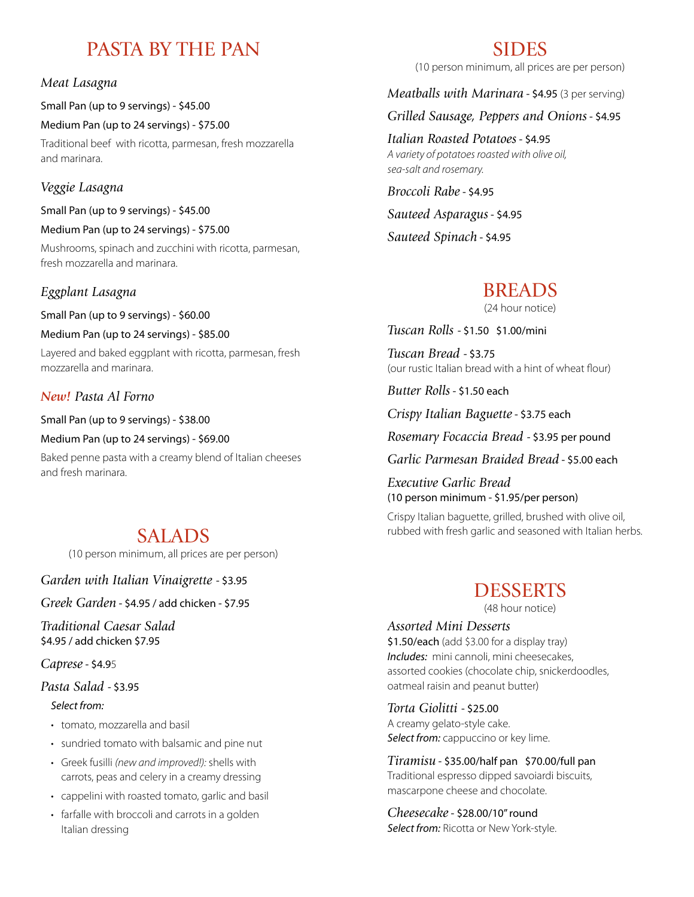# PASTA BY THE PAN

### *Meat Lasagna*

Small Pan (up to 9 servings) - $45.00

Medium Pan (up to 24 servings) - $75.00

Traditional beef with ricotta, parmesan, fresh mozzarella and marinara.

### *Veggie Lasagna*

Small Pan (up to 9 servings) - $45.00

Medium Pan (up to 24 servings) - $75.00

Mushrooms, spinach and zucchini with ricotta, parmesan, fresh mozzarella and marinara.

### *Eggplant Lasagna*

Small Pan (up to 9 servings) - $60.00

Medium Pan (up to 24 servings) - $85.00

Layered and baked eggplant with ricotta, parmesan, fresh mozzarella and marinara.

### *New! Pasta Al Forno*

Small Pan (up to 9 servings) - $38.00

Medium Pan (up to 24 servings) - $69.00

Baked penne pasta with a creamy blend of Italian cheeses and fresh marinara.

# SALADS

(10 person minimum, all prices are per person)

*Garden with Italian Vinaigrette* - $3.95

*Greek Garden* - $4.95 / add chicken - $7.95

*Traditional Caesar Salad*
$4.95 / add chicken $7.95

*Caprese* - $4.95

*Pasta Salad* - $3.95

*Select from:*

- tomato, mozzarella and basil
- sundried tomato with balsamic and pine nut
- Greek fusilli *(new and improved!):* shells with carrots, peas and celery in a creamy dressing
- cappelini with roasted tomato, garlic and basil
- farfalle with broccoli and carrots in a golden Italian dressing

# SIDES

(10 person minimum, all prices are per person)

*Meatballs with Marinara* - $4.95 (3 per serving)

*Grilled Sausage, Peppers and Onions* - $4.95

*Italian Roasted Potatoes* - $4.95
*A variety of potatoes roasted with olive oil, sea-salt and rosemary.*

*Broccoli Rabe* - $4.95

*Sauteed Asparagus* - $4.95

*Sauteed Spinach* - $4.95

# BREADS

(24 hour notice)

*Tuscan Rolls* - $1.50 $1.00/mini

*Tuscan Bread* - $3.75
(our rustic Italian bread with a hint of wheat flour)

*Butter Rolls* - $1.50 each

*Crispy Italian Baguette* - $3.75 each

*Rosemary Focaccia Bread* - $3.95 per pound

*Garlic Parmesan Braided Bread* - $5.00 each

*Executive Garlic Bread*
(10 person minimum - $1.95/per person)

Crispy Italian baguette, grilled, brushed with olive oil, rubbed with fresh garlic and seasoned with Italian herbs.

# DESSERTS

(48 hour notice)

*Assorted Mini Desserts*
$1.50/each (add $3.00 for a display tray)
*Includes:* mini cannoli, mini cheesecakes, assorted cookies (chocolate chip, snickerdoodles, oatmeal raisin and peanut butter)

*Torta Giolitti* - $25.00
A creamy gelato-style cake.
*Select from:* cappuccino or key lime.

*Tiramisu* - $35.00/half pan $70.00/full pan
Traditional espresso dipped savoiardi biscuits, mascarpone cheese and chocolate.

*Cheesecake* - $28.00/10" round
*Select from:* Ricotta or New York-style.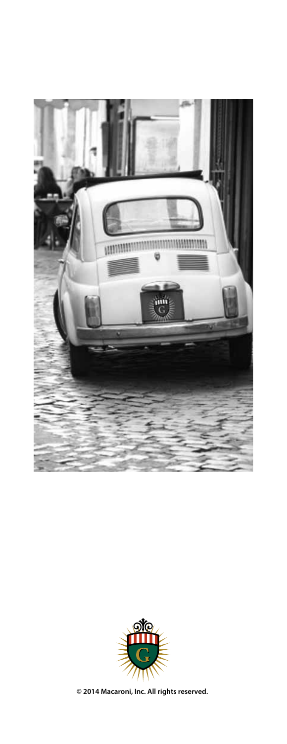© 2014 Macaroni, Inc. All rights reserved.